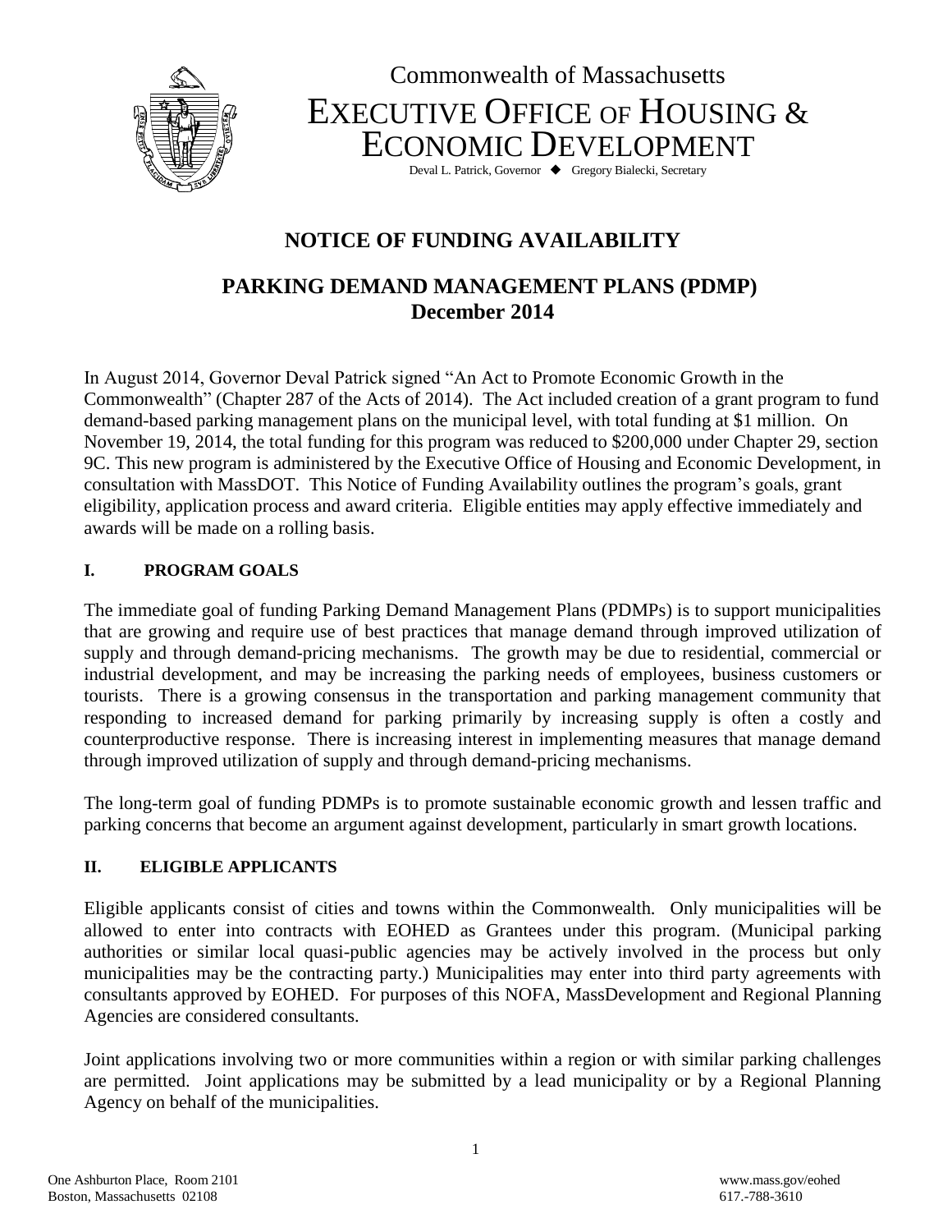Commonwealth of Massachusetts

# EXECUTIVE OFFICE OF HOUSING & ECONOMIC DEVELOPMENT

Deval L. Patrick, Governor ◆ Gregory Bialecki, Secretary

## NOTICE OF FUNDING AVAILABILITY

## PARKING DEMAND MANAGEMENT PLANS (PDMP)
## December 2014

In August 2014, Governor Deval Patrick signed "An Act to Promote Economic Growth in the Commonwealth" (Chapter 287 of the Acts of 2014). The Act included creation of a grant program to fund demand-based parking management plans on the municipal level, with total funding at $1 million. On November 19, 2014, the total funding for this program was reduced to $200,000 under Chapter 29, section 9C. This new program is administered by the Executive Office of Housing and Economic Development, in consultation with MassDOT. This Notice of Funding Availability outlines the program's goals, grant eligibility, application process and award criteria. Eligible entities may apply effective immediately and awards will be made on a rolling basis.

### I. PROGRAM GOALS

The immediate goal of funding Parking Demand Management Plans (PDMPs) is to support municipalities that are growing and require use of best practices that manage demand through improved utilization of supply and through demand-pricing mechanisms. The growth may be due to residential, commercial or industrial development, and may be increasing the parking needs of employees, business customers or tourists. There is a growing consensus in the transportation and parking management community that responding to increased demand for parking primarily by increasing supply is often a costly and counterproductive response. There is increasing interest in implementing measures that manage demand through improved utilization of supply and through demand-pricing mechanisms.

The long-term goal of funding PDMPs is to promote sustainable economic growth and lessen traffic and parking concerns that become an argument against development, particularly in smart growth locations.

### II. ELIGIBLE APPLICANTS

Eligible applicants consist of cities and towns within the Commonwealth. Only municipalities will be allowed to enter into contracts with EOHED as Grantees under this program. (Municipal parking authorities or similar local quasi-public agencies may be actively involved in the process but only municipalities may be the contracting party.) Municipalities may enter into third party agreements with consultants approved by EOHED. For purposes of this NOFA, MassDevelopment and Regional Planning Agencies are considered consultants.

Joint applications involving two or more communities within a region or with similar parking challenges are permitted. Joint applications may be submitted by a lead municipality or by a Regional Planning Agency on behalf of the municipalities.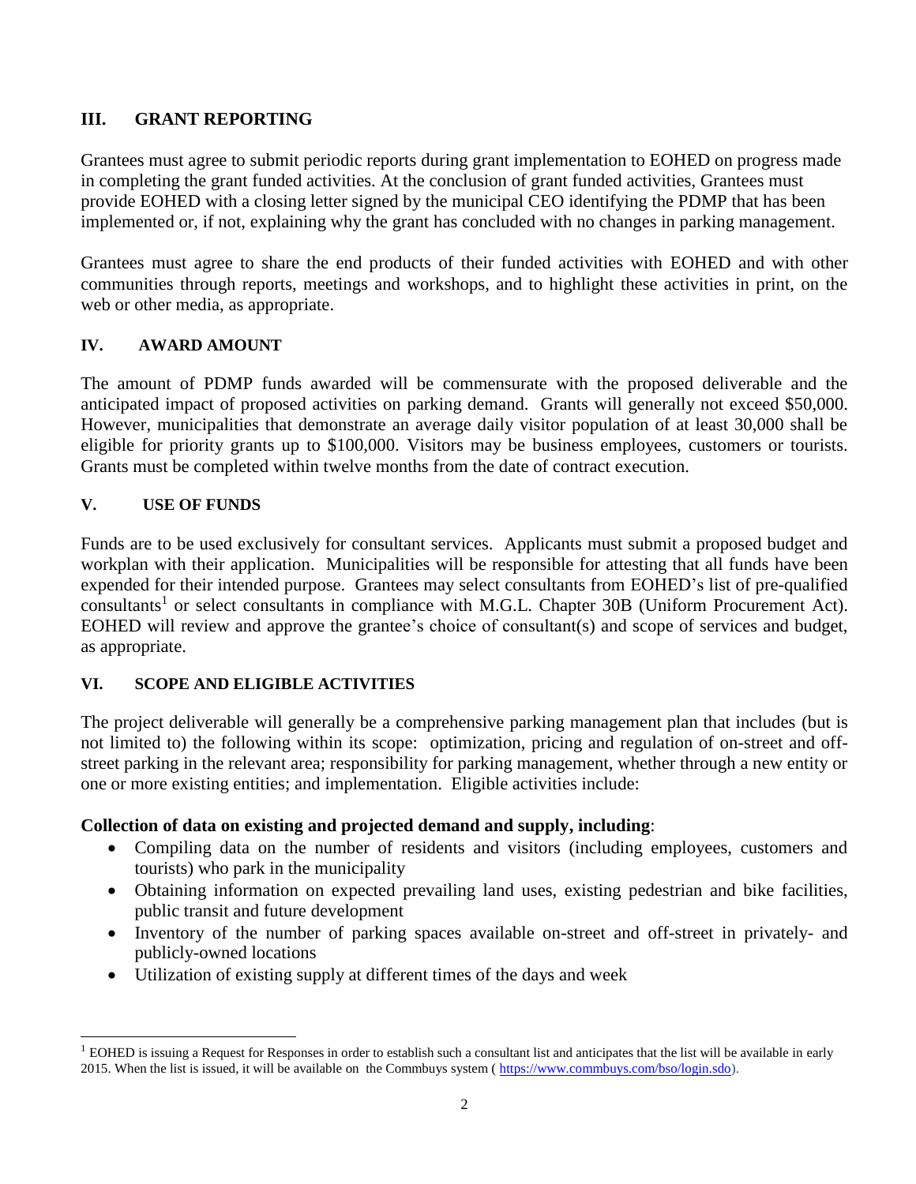## III. GRANT REPORTING

Grantees must agree to submit periodic reports during grant implementation to EOHED on progress made in completing the grant funded activities. At the conclusion of grant funded activities, Grantees must provide EOHED with a closing letter signed by the municipal CEO identifying the PDMP that has been implemented or, if not, explaining why the grant has concluded with no changes in parking management.

Grantees must agree to share the end products of their funded activities with EOHED and with other communities through reports, meetings and workshops, and to highlight these activities in print, on the web or other media, as appropriate.

## IV. AWARD AMOUNT

The amount of PDMP funds awarded will be commensurate with the proposed deliverable and the anticipated impact of proposed activities on parking demand. Grants will generally not exceed $50,000. However, municipalities that demonstrate an average daily visitor population of at least 30,000 shall be eligible for priority grants up to $100,000. Visitors may be business employees, customers or tourists. Grants must be completed within twelve months from the date of contract execution.

## V. USE OF FUNDS

Funds are to be used exclusively for consultant services. Applicants must submit a proposed budget and workplan with their application. Municipalities will be responsible for attesting that all funds have been expended for their intended purpose. Grantees may select consultants from EOHED's list of pre-qualified consultants[1] or select consultants in compliance with M.G.L. Chapter 30B (Uniform Procurement Act). EOHED will review and approve the grantee's choice of consultant(s) and scope of services and budget, as appropriate.

## VI. SCOPE AND ELIGIBLE ACTIVITIES

The project deliverable will generally be a comprehensive parking management plan that includes (but is not limited to) the following within its scope: optimization, pricing and regulation of on-street and off-street parking in the relevant area; responsibility for parking management, whether through a new entity or one or more existing entities; and implementation. Eligible activities include:

**Collection of data on existing and projected demand and supply, including**:

- Compiling data on the number of residents and visitors (including employees, customers and tourists) who park in the municipality
- Obtaining information on expected prevailing land uses, existing pedestrian and bike facilities, public transit and future development
- Inventory of the number of parking spaces available on-street and off-street in privately- and publicly-owned locations
- Utilization of existing supply at different times of the days and week

---

[1] EOHED is issuing a Request for Responses in order to establish such a consultant list and anticipates that the list will be available in early 2015. When the list is issued, it will be available on the Commbuys system ( https://www.commbuys.com/bso/login.sdo).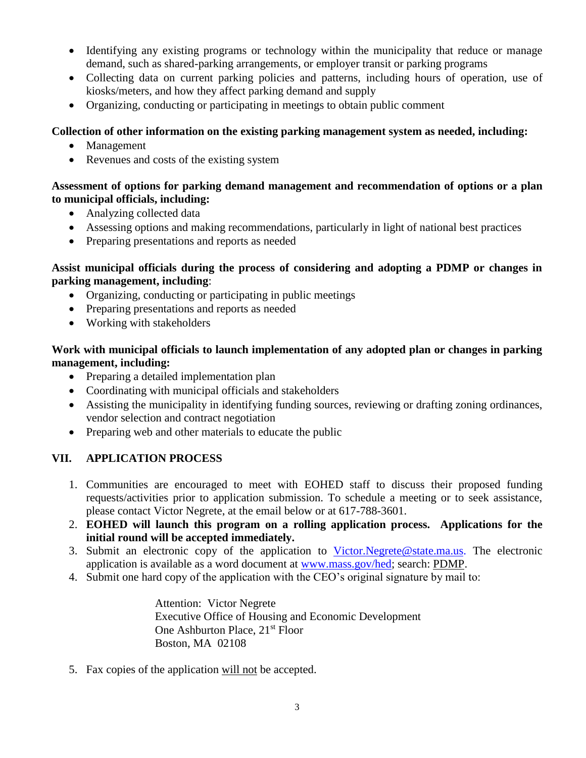- Identifying any existing programs or technology within the municipality that reduce or manage demand, such as shared-parking arrangements, or employer transit or parking programs
- Collecting data on current parking policies and patterns, including hours of operation, use of kiosks/meters, and how they affect parking demand and supply
- Organizing, conducting or participating in meetings to obtain public comment

**Collection of other information on the existing parking management system as needed, including:**

- Management
- Revenues and costs of the existing system

**Assessment of options for parking demand management and recommendation of options or a plan to municipal officials, including:**

- Analyzing collected data
- Assessing options and making recommendations, particularly in light of national best practices
- Preparing presentations and reports as needed

**Assist municipal officials during the process of considering and adopting a PDMP or changes in parking management, including**:

- Organizing, conducting or participating in public meetings
- Preparing presentations and reports as needed
- Working with stakeholders

**Work with municipal officials to launch implementation of any adopted plan or changes in parking management, including:**

- Preparing a detailed implementation plan
- Coordinating with municipal officials and stakeholders
- Assisting the municipality in identifying funding sources, reviewing or drafting zoning ordinances, vendor selection and contract negotiation
- Preparing web and other materials to educate the public

## VII. APPLICATION PROCESS

1. Communities are encouraged to meet with EOHED staff to discuss their proposed funding requests/activities prior to application submission. To schedule a meeting or to seek assistance, please contact Victor Negrete, at the email below or at 617-788-3601.
2. **EOHED will launch this program on a rolling application process. Applications for the initial round will be accepted immediately.**
3. Submit an electronic copy of the application to Victor.Negrete@state.ma.us. The electronic application is available as a word document at www.mass.gov/hed; search: PDMP.
4. Submit one hard copy of the application with the CEO's original signature by mail to:

   Attention: Victor Negrete
   Executive Office of Housing and Economic Development
   One Ashburton Place, 21st Floor
   Boston, MA 02108

5. Fax copies of the application will not be accepted.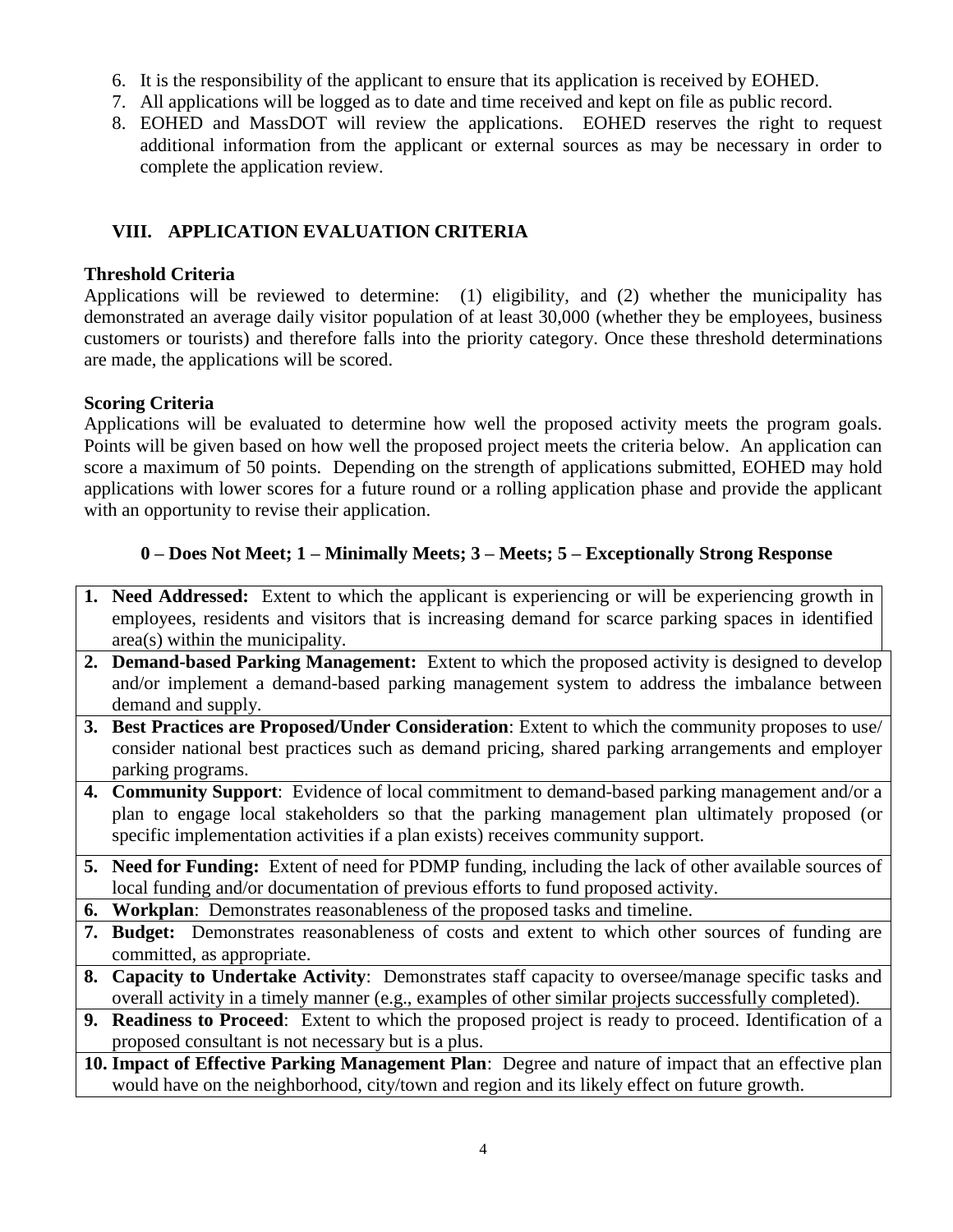6. It is the responsibility of the applicant to ensure that its application is received by EOHED.
7. All applications will be logged as to date and time received and kept on file as public record.
8. EOHED and MassDOT will review the applications. EOHED reserves the right to request additional information from the applicant or external sources as may be necessary in order to complete the application review.

## VIII. APPLICATION EVALUATION CRITERIA

**Threshold Criteria**

Applications will be reviewed to determine: (1) eligibility, and (2) whether the municipality has demonstrated an average daily visitor population of at least 30,000 (whether they be employees, business customers or tourists) and therefore falls into the priority category. Once these threshold determinations are made, the applications will be scored.

**Scoring Criteria**

Applications will be evaluated to determine how well the proposed activity meets the program goals. Points will be given based on how well the proposed project meets the criteria below. An application can score a maximum of 50 points. Depending on the strength of applications submitted, EOHED may hold applications with lower scores for a future round or a rolling application phase and provide the applicant with an opportunity to revise their application.

**0 – Does Not Meet; 1 – Minimally Meets; 3 – Meets; 5 – Exceptionally Strong Response**

| |
|---|
| **1. Need Addressed:** Extent to which the applicant is experiencing or will be experiencing growth in employees, residents and visitors that is increasing demand for scarce parking spaces in identified area(s) within the municipality. |
| **2. Demand-based Parking Management:** Extent to which the proposed activity is designed to develop and/or implement a demand-based parking management system to address the imbalance between demand and supply. |
| **3. Best Practices are Proposed/Under Consideration**: Extent to which the community proposes to use/ consider national best practices such as demand pricing, shared parking arrangements and employer parking programs. |
| **4. Community Support**: Evidence of local commitment to demand-based parking management and/or a plan to engage local stakeholders so that the parking management plan ultimately proposed (or specific implementation activities if a plan exists) receives community support. |
| **5. Need for Funding:** Extent of need for PDMP funding, including the lack of other available sources of local funding and/or documentation of previous efforts to fund proposed activity. |
| **6. Workplan**: Demonstrates reasonableness of the proposed tasks and timeline. |
| **7. Budget:** Demonstrates reasonableness of costs and extent to which other sources of funding are committed, as appropriate. |
| **8. Capacity to Undertake Activity**: Demonstrates staff capacity to oversee/manage specific tasks and overall activity in a timely manner (e.g., examples of other similar projects successfully completed). |
| **9. Readiness to Proceed**: Extent to which the proposed project is ready to proceed. Identification of a proposed consultant is not necessary but is a plus. |
| **10. Impact of Effective Parking Management Plan**: Degree and nature of impact that an effective plan would have on the neighborhood, city/town and region and its likely effect on future growth. |